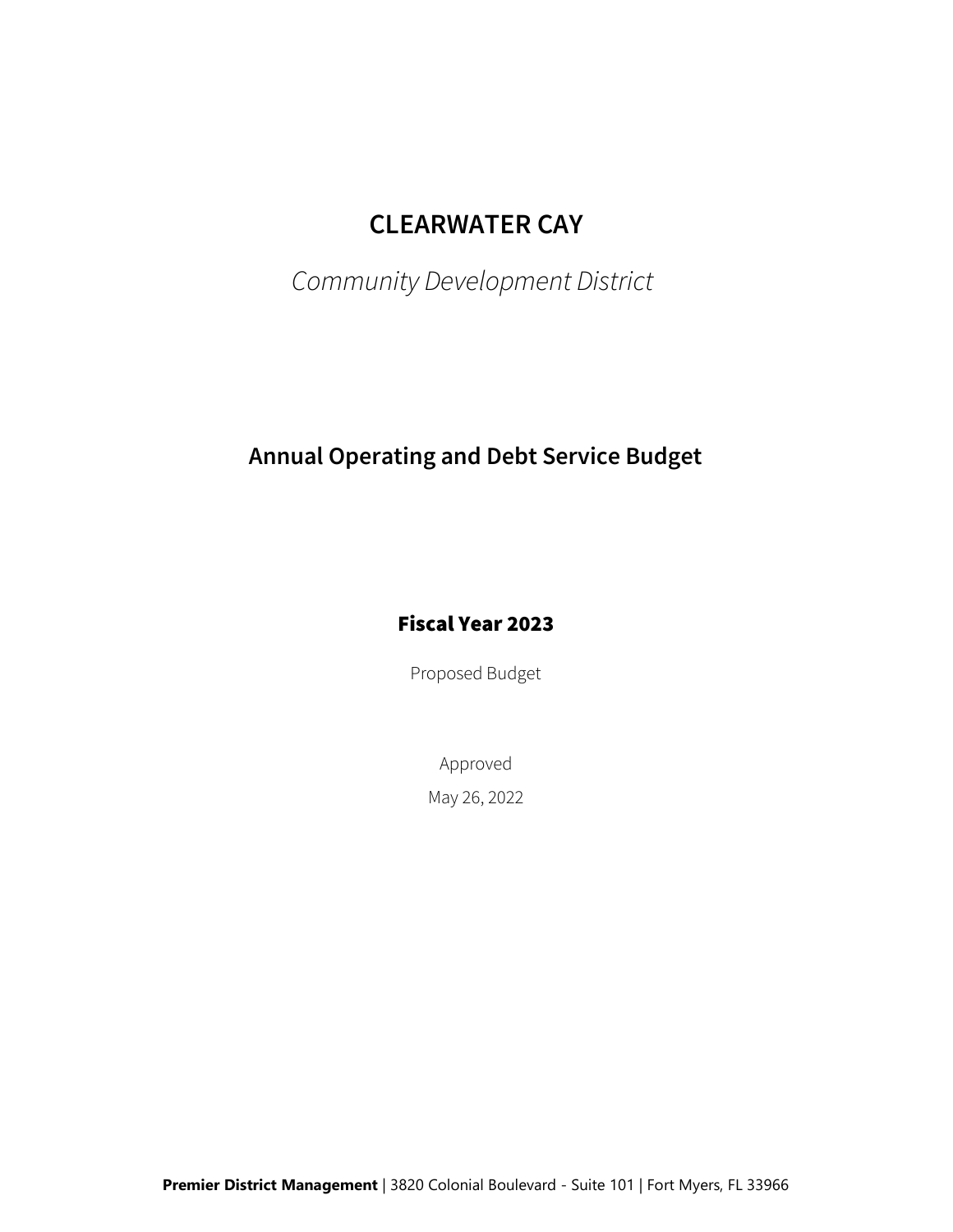# CLEARWATER CAY

*Community Development District*

## Annual Operating and Debt Service Budget

### Fiscal Year 2023

Proposed Budget

Approved

May 26, 2022

**Premier District Management** | 3820 Colonial Boulevard - Suite 101 | Fort Myers, FL 33966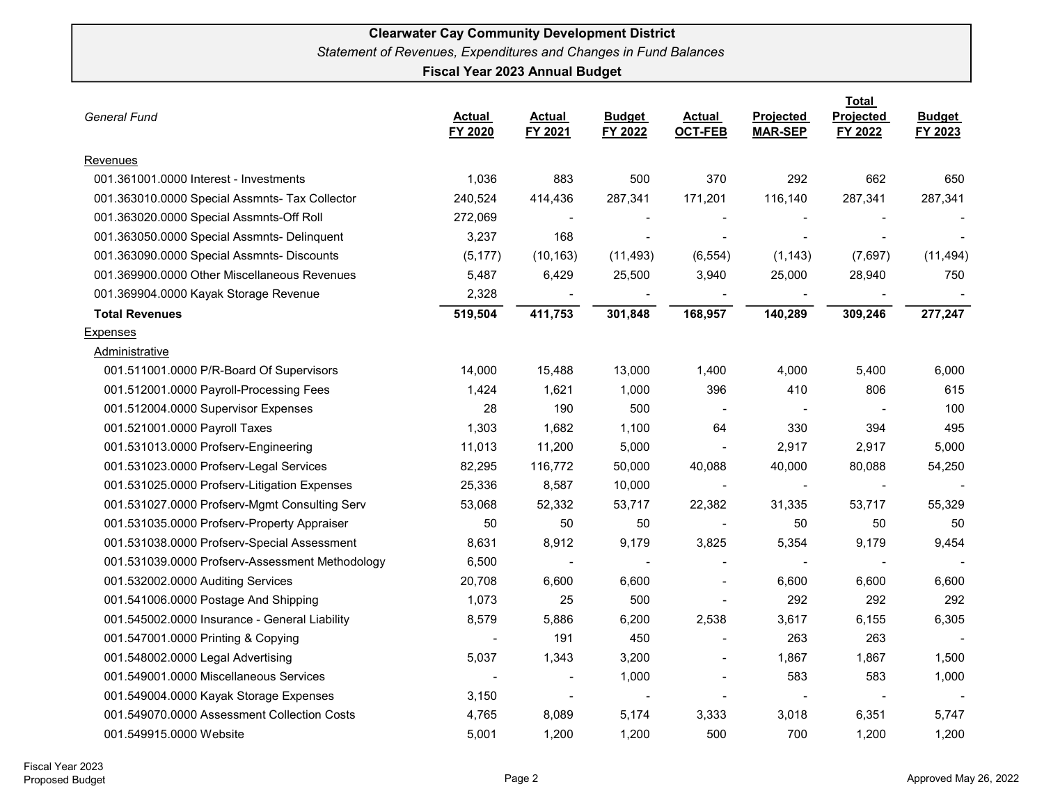**Clearwater Cay Community Development District**

*Statement of Revenues, Expenditures and Changes in Fund Balances*

**Fiscal Year 2023 Annual Budget**

| *General Fund* | Actual FY 2020 | Actual FY 2021 | Budget FY 2022 | Actual OCT-FEB | Projected MAR-SEP | Total Projected FY 2022 | Budget FY 2023 |
|---|---|---|---|---|---|---|---|
| Revenues | | | | | | | |
| 001.361001.0000 Interest - Investments | 1,036 | 883 | 500 | 370 | 292 | 662 | 650 |
| 001.363010.0000 Special Assmnts- Tax Collector | 240,524 | 414,436 | 287,341 | 171,201 | 116,140 | 287,341 | 287,341 |
| 001.363020.0000 Special Assmnts-Off Roll | 272,069 | - | - | - | - | - | - |
| 001.363050.0000 Special Assmnts- Delinquent | 3,237 | 168 | - | - | - | - | - |
| 001.363090.0000 Special Assmnts- Discounts | (5,177) | (10,163) | (11,493) | (6,554) | (1,143) | (7,697) | (11,494) |
| 001.369900.0000 Other Miscellaneous Revenues | 5,487 | 6,429 | 25,500 | 3,940 | 25,000 | 28,940 | 750 |
| 001.369904.0000 Kayak Storage Revenue | 2,328 | - | - | - | - | - | - |
| **Total Revenues** | **519,504** | **411,753** | **301,848** | **168,957** | **140,289** | **309,246** | **277,247** |
| Expenses | | | | | | | |
| Administrative | | | | | | | |
| 001.511001.0000 P/R-Board Of Supervisors | 14,000 | 15,488 | 13,000 | 1,400 | 4,000 | 5,400 | 6,000 |
| 001.512001.0000 Payroll-Processing Fees | 1,424 | 1,621 | 1,000 | 396 | 410 | 806 | 615 |
| 001.512004.0000 Supervisor Expenses | 28 | 190 | 500 | - | - | - | 100 |
| 001.521001.0000 Payroll Taxes | 1,303 | 1,682 | 1,100 | 64 | 330 | 394 | 495 |
| 001.531013.0000 Profserv-Engineering | 11,013 | 11,200 | 5,000 | - | 2,917 | 2,917 | 5,000 |
| 001.531023.0000 Profserv-Legal Services | 82,295 | 116,772 | 50,000 | 40,088 | 40,000 | 80,088 | 54,250 |
| 001.531025.0000 Profserv-Litigation Expenses | 25,336 | 8,587 | 10,000 | - | - | - | - |
| 001.531027.0000 Profserv-Mgmt Consulting Serv | 53,068 | 52,332 | 53,717 | 22,382 | 31,335 | 53,717 | 55,329 |
| 001.531035.0000 Profserv-Property Appraiser | 50 | 50 | 50 | - | 50 | 50 | 50 |
| 001.531038.0000 Profserv-Special Assessment | 8,631 | 8,912 | 9,179 | 3,825 | 5,354 | 9,179 | 9,454 |
| 001.531039.0000 Profserv-Assessment Methodology | 6,500 | - | - | - | - | - | - |
| 001.532002.0000 Auditing Services | 20,708 | 6,600 | 6,600 | - | 6,600 | 6,600 | 6,600 |
| 001.541006.0000 Postage And Shipping | 1,073 | 25 | 500 | - | 292 | 292 | 292 |
| 001.545002.0000 Insurance - General Liability | 8,579 | 5,886 | 6,200 | 2,538 | 3,617 | 6,155 | 6,305 |
| 001.547001.0000 Printing & Copying | - | 191 | 450 | - | 263 | 263 | - |
| 001.548002.0000 Legal Advertising | 5,037 | 1,343 | 3,200 | - | 1,867 | 1,867 | 1,500 |
| 001.549001.0000 Miscellaneous Services | - | - | 1,000 | - | 583 | 583 | 1,000 |
| 001.549004.0000 Kayak Storage Expenses | 3,150 | - | - | - | - | - | - |
| 001.549070.0000 Assessment Collection Costs | 4,765 | 8,089 | 5,174 | 3,333 | 3,018 | 6,351 | 5,747 |
| 001.549915.0000 Website | 5,001 | 1,200 | 1,200 | 500 | 700 | 1,200 | 1,200 |

Fiscal Year 2023
Proposed Budget

Approved May 26, 2022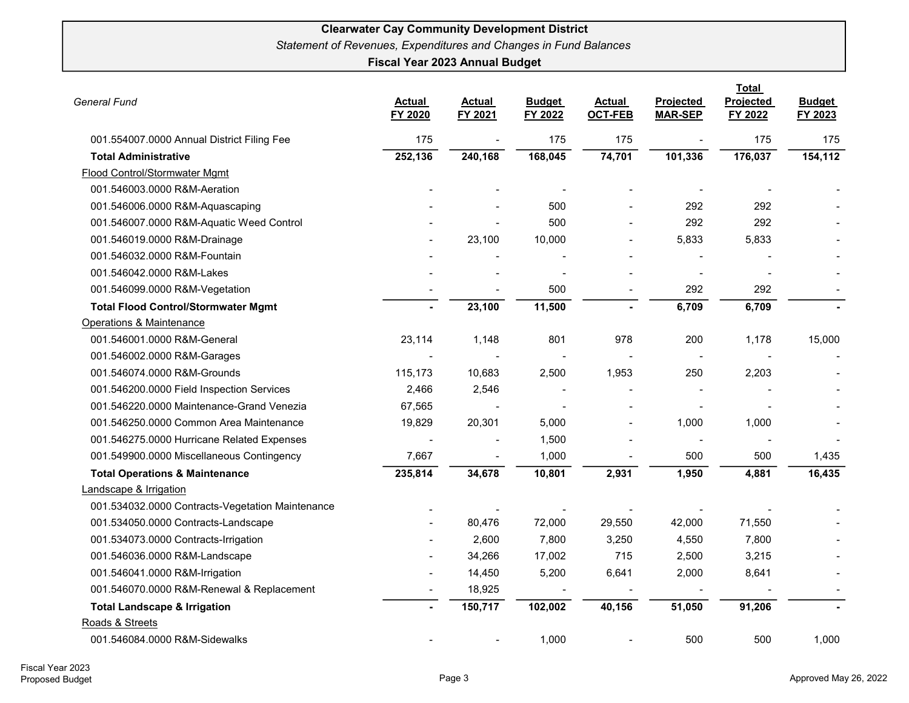# Clearwater Cay Community Development District

*Statement of Revenues, Expenditures and Changes in Fund Balances*

**Fiscal Year 2023 Annual Budget**

| *General Fund* | Actual FY 2020 | Actual FY 2021 | Budget FY 2022 | Actual OCT-FEB | Projected MAR-SEP | Total Projected FY 2022 | Budget FY 2023 |
|---|---|---|---|---|---|---|---|
| 001.554007.0000 Annual District Filing Fee | 175 | - | 175 | 175 | - | 175 | 175 |
| **Total Administrative** | **252,136** | **240,168** | **168,045** | **74,701** | **101,336** | **176,037** | **154,112** |
| Flood Control/Stormwater Mgmt | | | | | | | |
| 001.546003.0000 R&M-Aeration | - | - | - | - | - | - | - |
| 001.546006.0000 R&M-Aquascaping | - | - | 500 | - | 292 | 292 | - |
| 001.546007.0000 R&M-Aquatic Weed Control | - | - | 500 | - | 292 | 292 | - |
| 001.546019.0000 R&M-Drainage | - | 23,100 | 10,000 | - | 5,833 | 5,833 | - |
| 001.546032.0000 R&M-Fountain | - | - | - | - | - | - | - |
| 001.546042.0000 R&M-Lakes | - | - | - | - | - | - | - |
| 001.546099.0000 R&M-Vegetation | - | - | 500 | - | 292 | 292 | - |
| **Total Flood Control/Stormwater Mgmt** | **-** | **23,100** | **11,500** | **-** | **6,709** | **6,709** | **-** |
| Operations & Maintenance | | | | | | | |
| 001.546001.0000 R&M-General | 23,114 | 1,148 | 801 | 978 | 200 | 1,178 | 15,000 |
| 001.546002.0000 R&M-Garages | - | - | - | - | - | - | - |
| 001.546074.0000 R&M-Grounds | 115,173 | 10,683 | 2,500 | 1,953 | 250 | 2,203 | - |
| 001.546200.0000 Field Inspection Services | 2,466 | 2,546 | - | - | - | - | - |
| 001.546220.0000 Maintenance-Grand Venezia | 67,565 | - | - | - | - | - | - |
| 001.546250.0000 Common Area Maintenance | 19,829 | 20,301 | 5,000 | - | 1,000 | 1,000 | - |
| 001.546275.0000 Hurricane Related Expenses | - | - | 1,500 | - | - | - | - |
| 001.549900.0000 Miscellaneous Contingency | 7,667 | - | 1,000 | - | 500 | 500 | 1,435 |
| **Total Operations & Maintenance** | **235,814** | **34,678** | **10,801** | **2,931** | **1,950** | **4,881** | **16,435** |
| Landscape & Irrigation | | | | | | | |
| 001.534032.0000 Contracts-Vegetation Maintenance | - | - | - | - | - | - | - |
| 001.534050.0000 Contracts-Landscape | - | 80,476 | 72,000 | 29,550 | 42,000 | 71,550 | - |
| 001.534073.0000 Contracts-Irrigation | - | 2,600 | 7,800 | 3,250 | 4,550 | 7,800 | - |
| 001.546036.0000 R&M-Landscape | - | 34,266 | 17,002 | 715 | 2,500 | 3,215 | - |
| 001.546041.0000 R&M-Irrigation | - | 14,450 | 5,200 | 6,641 | 2,000 | 8,641 | - |
| 001.546070.0000 R&M-Renewal & Replacement | - | 18,925 | - | - | - | - | - |
| **Total Landscape & Irrigation** | **-** | **150,717** | **102,002** | **40,156** | **51,050** | **91,206** | **-** |
| Roads & Streets | | | | | | | |
| 001.546084.0000 R&M-Sidewalks | - | - | 1,000 | - | 500 | 500 | 1,000 |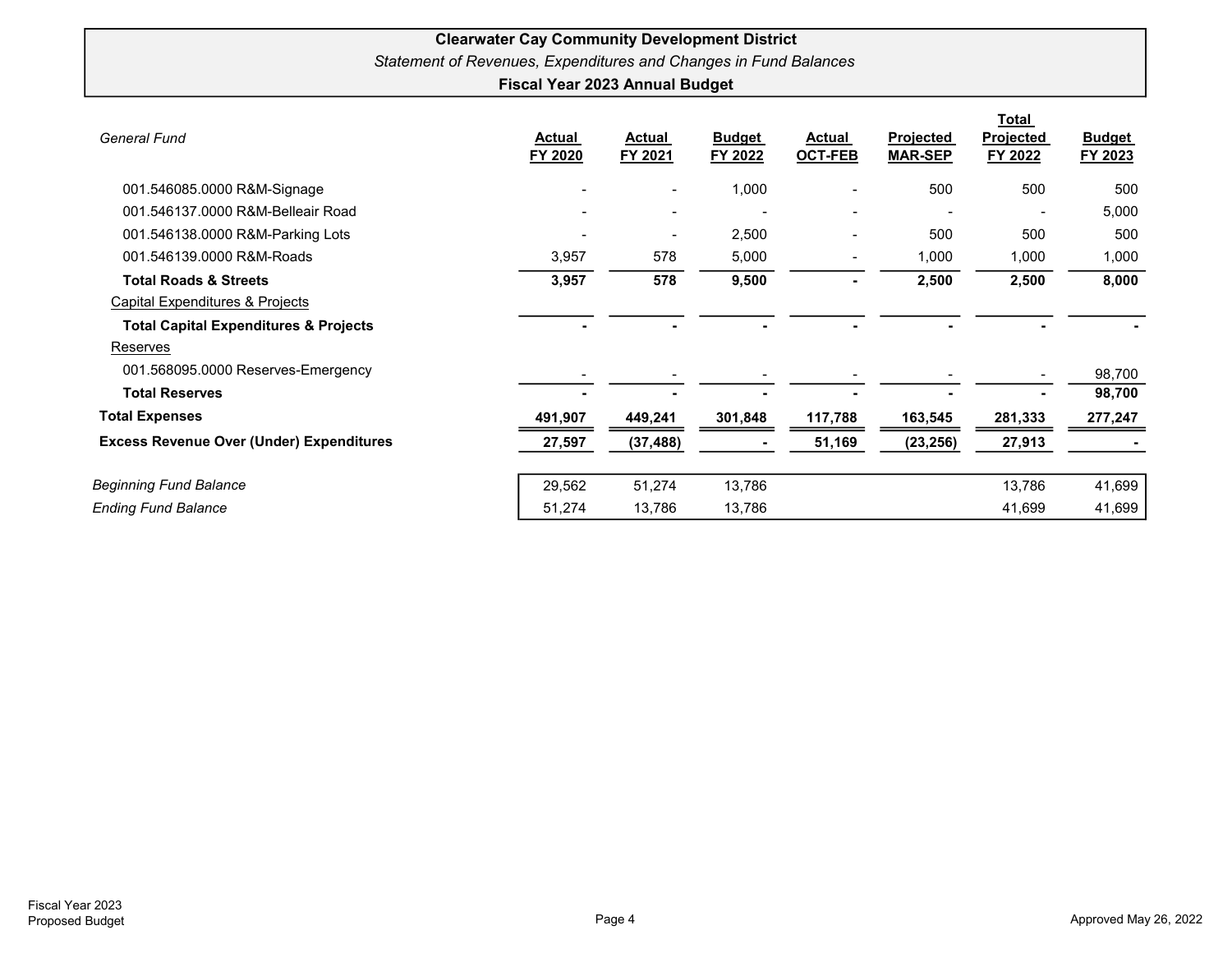**Clearwater Cay Community Development District**

*Statement of Revenues, Expenditures and Changes in Fund Balances*

**Fiscal Year 2023 Annual Budget**

| *General Fund* | Actual FY 2020 | Actual FY 2021 | Budget FY 2022 | Actual OCT-FEB | Projected MAR-SEP | Total Projected FY 2022 | Budget FY 2023 |
|---|---|---|---|---|---|---|---|
| 001.546085.0000 R&M-Signage | - | - | 1,000 | - | 500 | 500 | 500 |
| 001.546137.0000 R&M-Belleair Road | - | - | - | - | - | - | 5,000 |
| 001.546138.0000 R&M-Parking Lots | - | - | 2,500 | - | 500 | 500 | 500 |
| 001.546139.0000 R&M-Roads | 3,957 | 578 | 5,000 | - | 1,000 | 1,000 | 1,000 |
| **Total Roads & Streets** | **3,957** | **578** | **9,500** | **-** | **2,500** | **2,500** | **8,000** |
| Capital Expenditures & Projects | | | | | | | |
| **Total Capital Expenditures & Projects** | **-** | **-** | **-** | **-** | **-** | **-** | **-** |
| Reserves | | | | | | | |
| 001.568095.0000 Reserves-Emergency | - | - | - | - | - | - | 98,700 |
| **Total Reserves** | **-** | **-** | **-** | **-** | **-** | **-** | **98,700** |
| **Total Expenses** | **491,907** | **449,241** | **301,848** | **117,788** | **163,545** | **281,333** | **277,247** |
| **Excess Revenue Over (Under) Expenditures** | **27,597** | **(37,488)** | **-** | **51,169** | **(23,256)** | **27,913** | **-** |
| | | | | | | | |
| *Beginning Fund Balance* | 29,562 | 51,274 | 13,786 | | | 13,786 | 41,699 |
| *Ending Fund Balance* | 51,274 | 13,786 | 13,786 | | | 41,699 | 41,699 |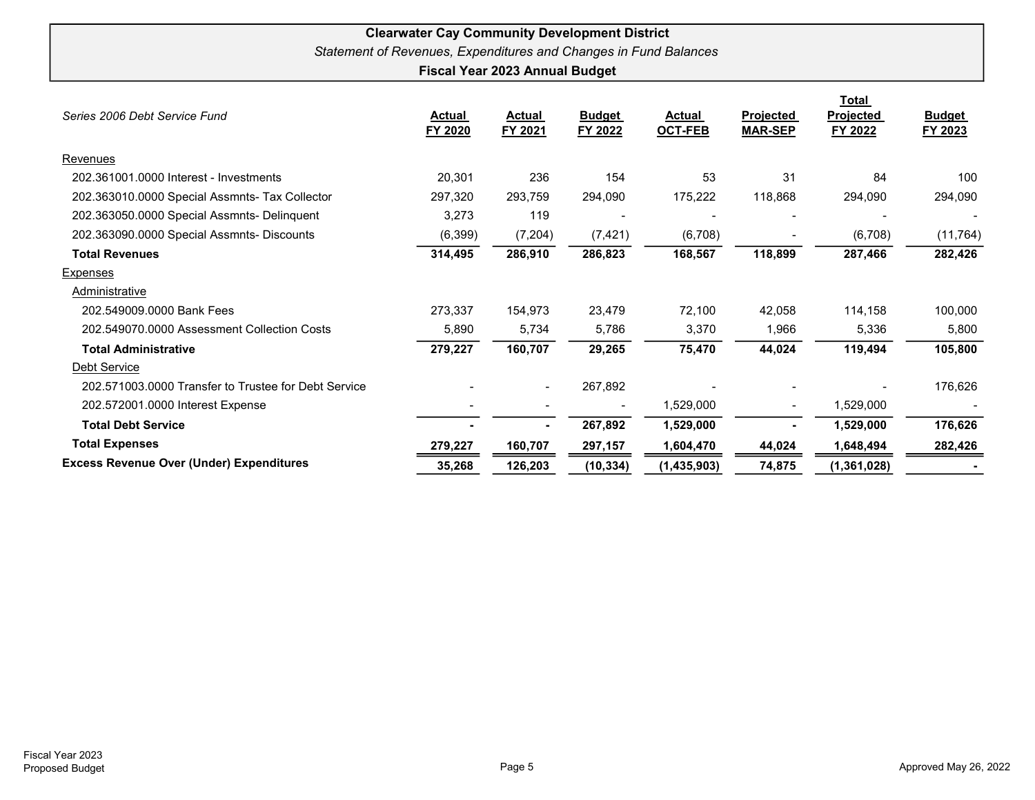**Clearwater Cay Community Development District**

*Statement of Revenues, Expenditures and Changes in Fund Balances*

**Fiscal Year 2023 Annual Budget**

| *Series 2006 Debt Service Fund* | Actual FY 2020 | Actual FY 2021 | Budget FY 2022 | Actual OCT-FEB | Projected MAR-SEP | Total Projected FY 2022 | Budget FY 2023 |
|---|---|---|---|---|---|---|---|
| Revenues | | | | | | | |
| 202.361001.0000 Interest - Investments | 20,301 | 236 | 154 | 53 | 31 | 84 | 100 |
| 202.363010.0000 Special Assmnts- Tax Collector | 297,320 | 293,759 | 294,090 | 175,222 | 118,868 | 294,090 | 294,090 |
| 202.363050.0000 Special Assmnts- Delinquent | 3,273 | 119 | - | - | - | - | - |
| 202.363090.0000 Special Assmnts- Discounts | (6,399) | (7,204) | (7,421) | (6,708) | - | (6,708) | (11,764) |
| **Total Revenues** | **314,495** | **286,910** | **286,823** | **168,567** | **118,899** | **287,466** | **282,426** |
| Expenses | | | | | | | |
| Administrative | | | | | | | |
| 202.549009.0000 Bank Fees | 273,337 | 154,973 | 23,479 | 72,100 | 42,058 | 114,158 | 100,000 |
| 202.549070.0000 Assessment Collection Costs | 5,890 | 5,734 | 5,786 | 3,370 | 1,966 | 5,336 | 5,800 |
| **Total Administrative** | **279,227** | **160,707** | **29,265** | **75,470** | **44,024** | **119,494** | **105,800** |
| Debt Service | | | | | | | |
| 202.571003.0000 Transfer to Trustee for Debt Service | - | - | 267,892 | - | - | - | 176,626 |
| 202.572001.0000 Interest Expense | - | - | - | 1,529,000 | - | 1,529,000 | - |
| **Total Debt Service** | **-** | **-** | **267,892** | **1,529,000** | **-** | **1,529,000** | **176,626** |
| **Total Expenses** | **279,227** | **160,707** | **297,157** | **1,604,470** | **44,024** | **1,648,494** | **282,426** |
| **Excess Revenue Over (Under) Expenditures** | **35,268** | **126,203** | **(10,334)** | **(1,435,903)** | **74,875** | **(1,361,028)** | **-** |

Fiscal Year 2023
Proposed Budget

Approved May 26, 2022